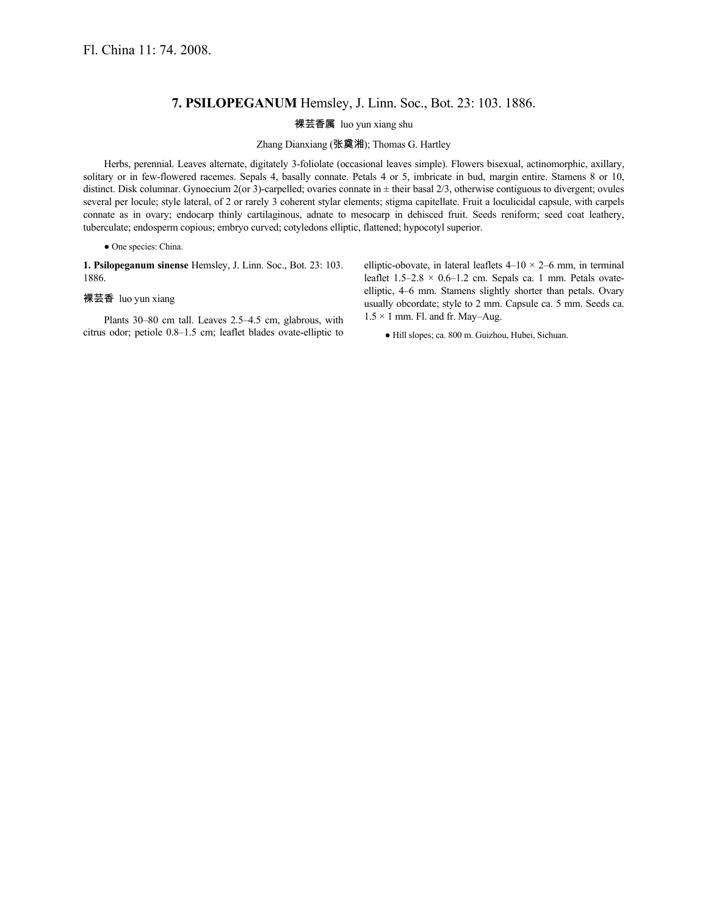Fl. China 11: 74. 2008.

## 7. PSILOPEGANUM Hemsley, J. Linn. Soc., Bot. 23: 103. 1886.

裸芸香属 luo yun xiang shu

Zhang Dianxiang (张奠湘); Thomas G. Hartley

Herbs, perennial. Leaves alternate, digitately 3-foliolate (occasional leaves simple). Flowers bisexual, actinomorphic, axillary, solitary or in few-flowered racemes. Sepals 4, basally connate. Petals 4 or 5, imbricate in bud, margin entire. Stamens 8 or 10, distinct. Disk columnar. Gynoecium 2(or 3)-carpelled; ovaries connate in ± their basal 2/3, otherwise contiguous to divergent; ovules several per locule; style lateral, of 2 or rarely 3 coherent stylar elements; stigma capitellate. Fruit a loculicidal capsule, with carpels connate as in ovary; endocarp thinly cartilaginous, adnate to mesocarp in dehisced fruit. Seeds reniform; seed coat leathery, tuberculate; endosperm copious; embryo curved; cotyledons elliptic, flattened; hypocotyl superior.

● One species: China.

**1. Psilopeganum sinense** Hemsley, J. Linn. Soc., Bot. 23: 103. 1886.

裸芸香 luo yun xiang

Plants 30–80 cm tall. Leaves 2.5–4.5 cm, glabrous, with citrus odor; petiole 0.8–1.5 cm; leaflet blades ovate-elliptic to elliptic-obovate, in lateral leaflets 4–10 × 2–6 mm, in terminal leaflet 1.5–2.8 × 0.6–1.2 cm. Sepals ca. 1 mm. Petals ovate-elliptic, 4–6 mm. Stamens slightly shorter than petals. Ovary usually obcordate; style to 2 mm. Capsule ca. 5 mm. Seeds ca. 1.5 × 1 mm. Fl. and fr. May–Aug.

● Hill slopes; ca. 800 m. Guizhou, Hubei, Sichuan.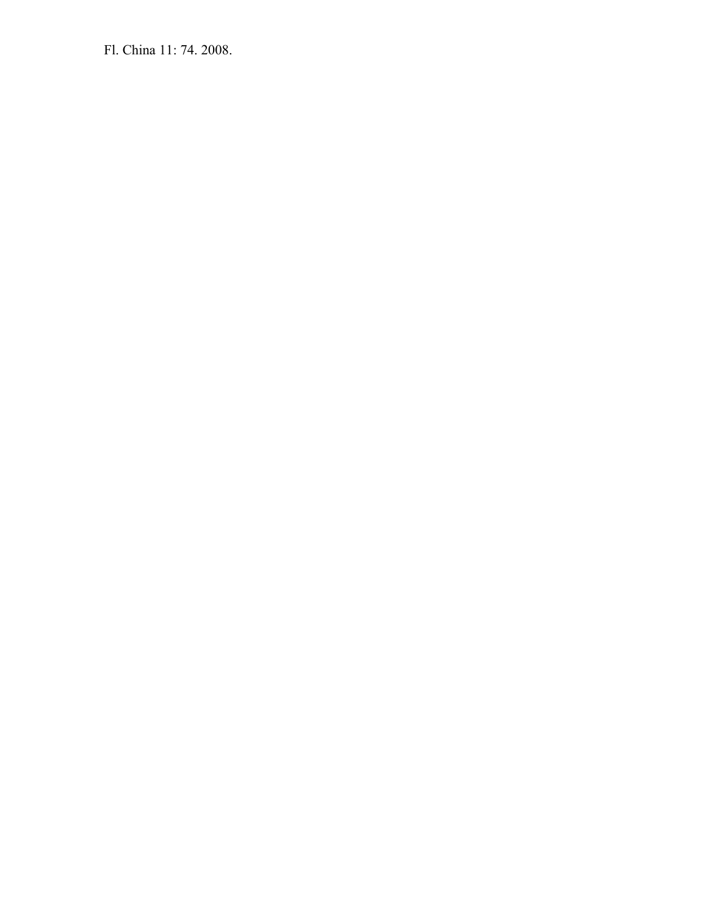Fl. China 11: 74. 2008.